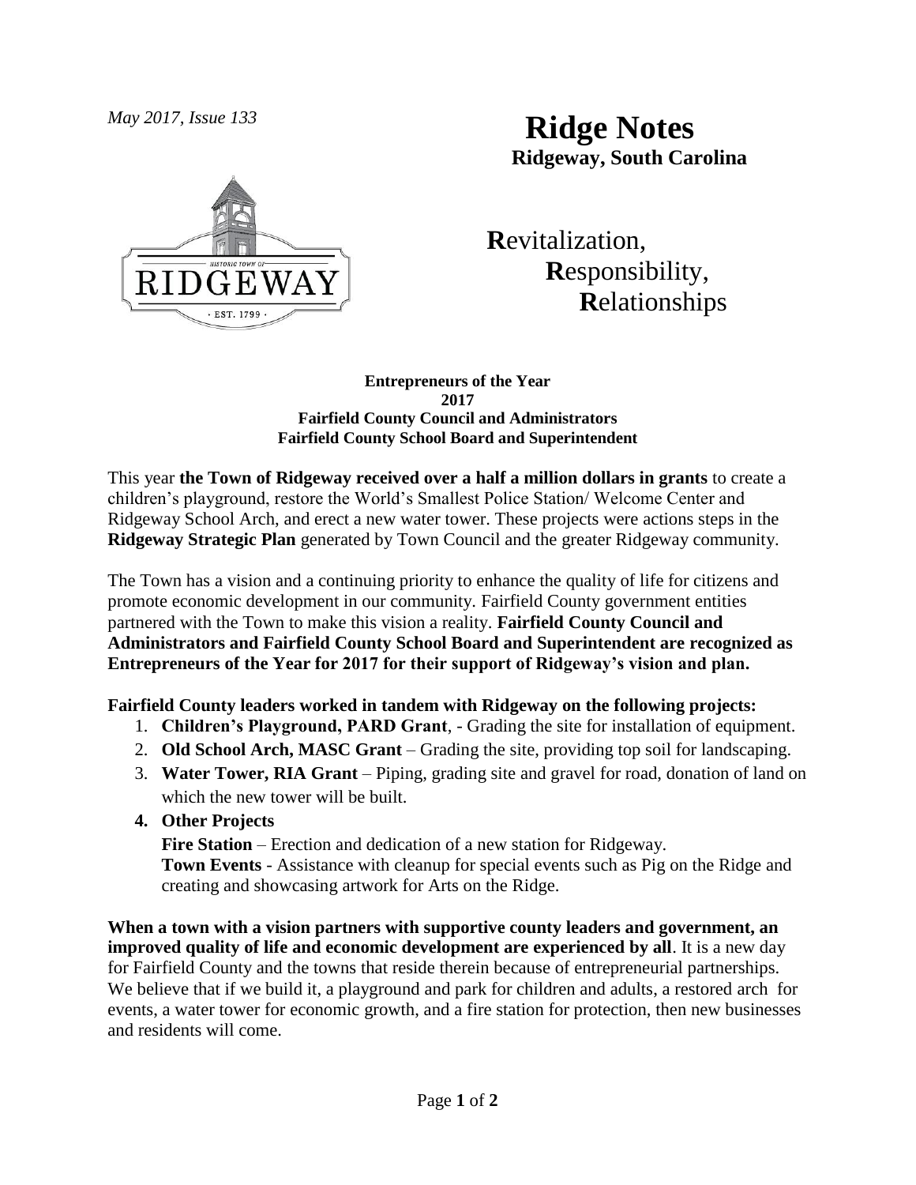*May 2017, Issue 133*

# Ridge Notes

**Ridgeway, South Carolina**

**R**evitalization,
**R**esponsibility,
**R**elationships

**Entrepreneurs of the Year**
**2017**
**Fairfield County Council and Administrators**
**Fairfield County School Board and Superintendent**

This year **the Town of Ridgeway received over a half a million dollars in grants** to create a children's playground, restore the World's Smallest Police Station/ Welcome Center and Ridgeway School Arch, and erect a new water tower. These projects were actions steps in the **Ridgeway Strategic Plan** generated by Town Council and the greater Ridgeway community.

The Town has a vision and a continuing priority to enhance the quality of life for citizens and promote economic development in our community. Fairfield County government entities partnered with the Town to make this vision a reality. **Fairfield County Council and Administrators and Fairfield County School Board and Superintendent are recognized as Entrepreneurs of the Year for 2017 for their support of Ridgeway's vision and plan.**

**Fairfield County leaders worked in tandem with Ridgeway on the following projects:**

1. **Children's Playground, PARD Grant**, - Grading the site for installation of equipment.
2. **Old School Arch, MASC Grant** – Grading the site, providing top soil for landscaping.
3. **Water Tower, RIA Grant** – Piping, grading site and gravel for road, donation of land on which the new tower will be built.
4. **Other Projects**
   **Fire Station** – Erection and dedication of a new station for Ridgeway.
   **Town Events** - Assistance with cleanup for special events such as Pig on the Ridge and creating and showcasing artwork for Arts on the Ridge.

**When a town with a vision partners with supportive county leaders and government, an improved quality of life and economic development are experienced by all**. It is a new day for Fairfield County and the towns that reside therein because of entrepreneurial partnerships. We believe that if we build it, a playground and park for children and adults, a restored arch for events, a water tower for economic growth, and a fire station for protection, then new businesses and residents will come.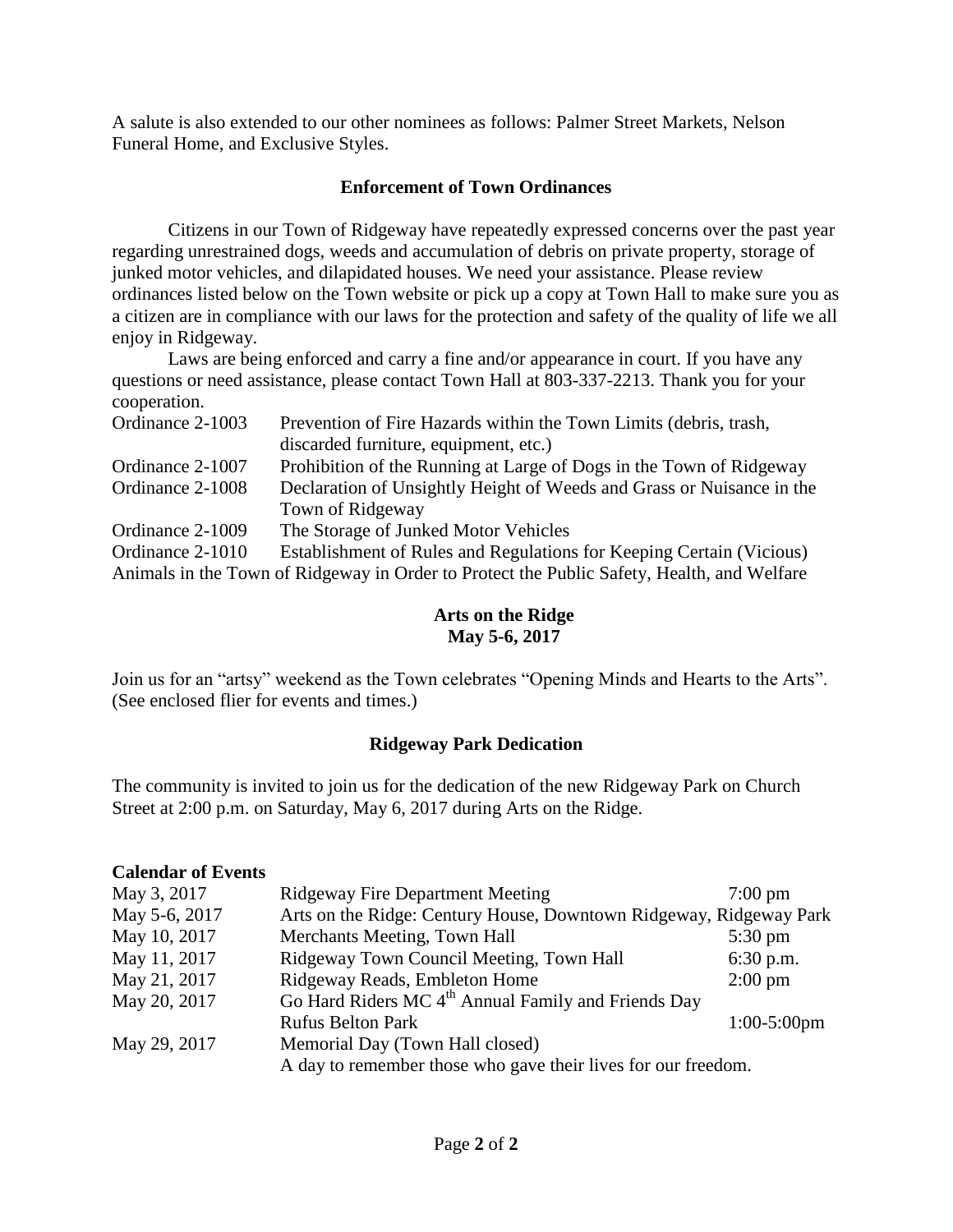A salute is also extended to our other nominees as follows: Palmer Street Markets, Nelson Funeral Home, and Exclusive Styles.

## Enforcement of Town Ordinances

Citizens in our Town of Ridgeway have repeatedly expressed concerns over the past year regarding unrestrained dogs, weeds and accumulation of debris on private property, storage of junked motor vehicles, and dilapidated houses. We need your assistance. Please review ordinances listed below on the Town website or pick up a copy at Town Hall to make sure you as a citizen are in compliance with our laws for the protection and safety of the quality of life we all enjoy in Ridgeway.

Laws are being enforced and carry a fine and/or appearance in court. If you have any questions or need assistance, please contact Town Hall at 803-337-2213. Thank you for your cooperation.

| | |
|---|---|
| Ordinance 2-1003 | Prevention of Fire Hazards within the Town Limits (debris, trash, discarded furniture, equipment, etc.) |
| Ordinance 2-1007 | Prohibition of the Running at Large of Dogs in the Town of Ridgeway |
| Ordinance 2-1008 | Declaration of Unsightly Height of Weeds and Grass or Nuisance in the Town of Ridgeway |
| Ordinance 2-1009 | The Storage of Junked Motor Vehicles |
| Ordinance 2-1010 | Establishment of Rules and Regulations for Keeping Certain (Vicious) Animals in the Town of Ridgeway in Order to Protect the Public Safety, Health, and Welfare |

## Arts on the Ridge
## May 5-6, 2017

Join us for an "artsy" weekend as the Town celebrates "Opening Minds and Hearts to the Arts". (See enclosed flier for events and times.)

## Ridgeway Park Dedication

The community is invited to join us for the dedication of the new Ridgeway Park on Church Street at 2:00 p.m. on Saturday, May 6, 2017 during Arts on the Ridge.

**Calendar of Events**

| | | |
|---|---|---|
| May 3, 2017 | Ridgeway Fire Department Meeting | 7:00 pm |
| May 5-6, 2017 | Arts on the Ridge: Century House, Downtown Ridgeway, Ridgeway Park | |
| May 10, 2017 | Merchants Meeting, Town Hall | 5:30 pm |
| May 11, 2017 | Ridgeway Town Council Meeting, Town Hall | 6:30 p.m. |
| May 21, 2017 | Ridgeway Reads, Embleton Home | 2:00 pm |
| May 20, 2017 | Go Hard Riders MC 4th Annual Family and Friends Day Rufus Belton Park | 1:00-5:00pm |
| May 29, 2017 | Memorial Day (Town Hall closed) A day to remember those who gave their lives for our freedom. | |